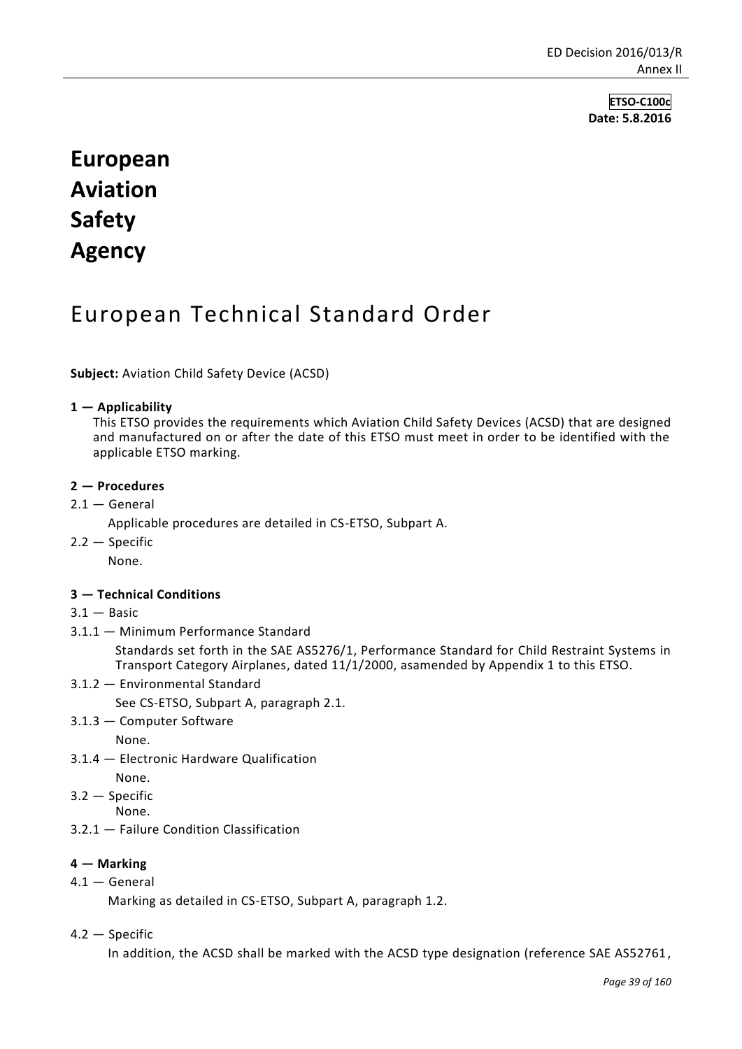**ETSO-C100c**
**Date: 5.8.2016**

# European Aviation Safety Agency

# European Technical Standard Order

**Subject:** Aviation Child Safety Device (ACSD)

**1 — Applicability**

This ETSO provides the requirements which Aviation Child Safety Devices (ACSD) that are designed and manufactured on or after the date of this ETSO must meet in order to be identified with the applicable ETSO marking.

**2 — Procedures**

2.1 — General

Applicable procedures are detailed in CS-ETSO, Subpart A.

2.2 — Specific

None.

**3 — Technical Conditions**

3.1 — Basic

3.1.1 — Minimum Performance Standard

Standards set forth in the SAE AS5276/1, Performance Standard for Child Restraint Systems in Transport Category Airplanes, dated 11/1/2000, asamended by Appendix 1 to this ETSO.

3.1.2 — Environmental Standard

See CS-ETSO, Subpart A, paragraph 2.1.

3.1.3 — Computer Software

None.

3.1.4 — Electronic Hardware Qualification

None.

3.2 — Specific

None.

3.2.1 — Failure Condition Classification

**4 — Marking**

4.1 — General

Marking as detailed in CS-ETSO, Subpart A, paragraph 1.2.

4.2 — Specific

In addition, the ACSD shall be marked with the ACSD type designation (reference SAE AS52761,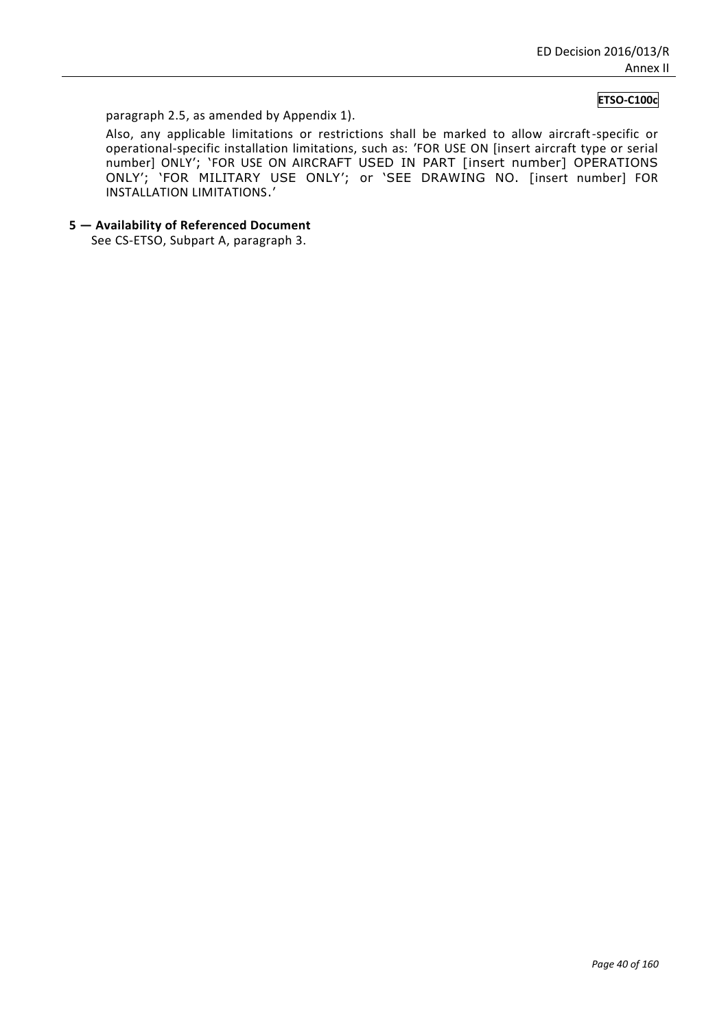paragraph 2.5, as amended by Appendix 1).

Also, any applicable limitations or restrictions shall be marked to allow aircraft-specific or operational-specific installation limitations, such as: 'FOR USE ON [insert aircraft type or serial number] ONLY'; 'FOR USE ON AIRCRAFT USED IN PART [insert number] OPERATIONS ONLY'; 'FOR MILITARY USE ONLY'; or 'SEE DRAWING NO. [insert number] FOR INSTALLATION LIMITATIONS.'

## 5 — Availability of Referenced Document

See CS-ETSO, Subpart A, paragraph 3.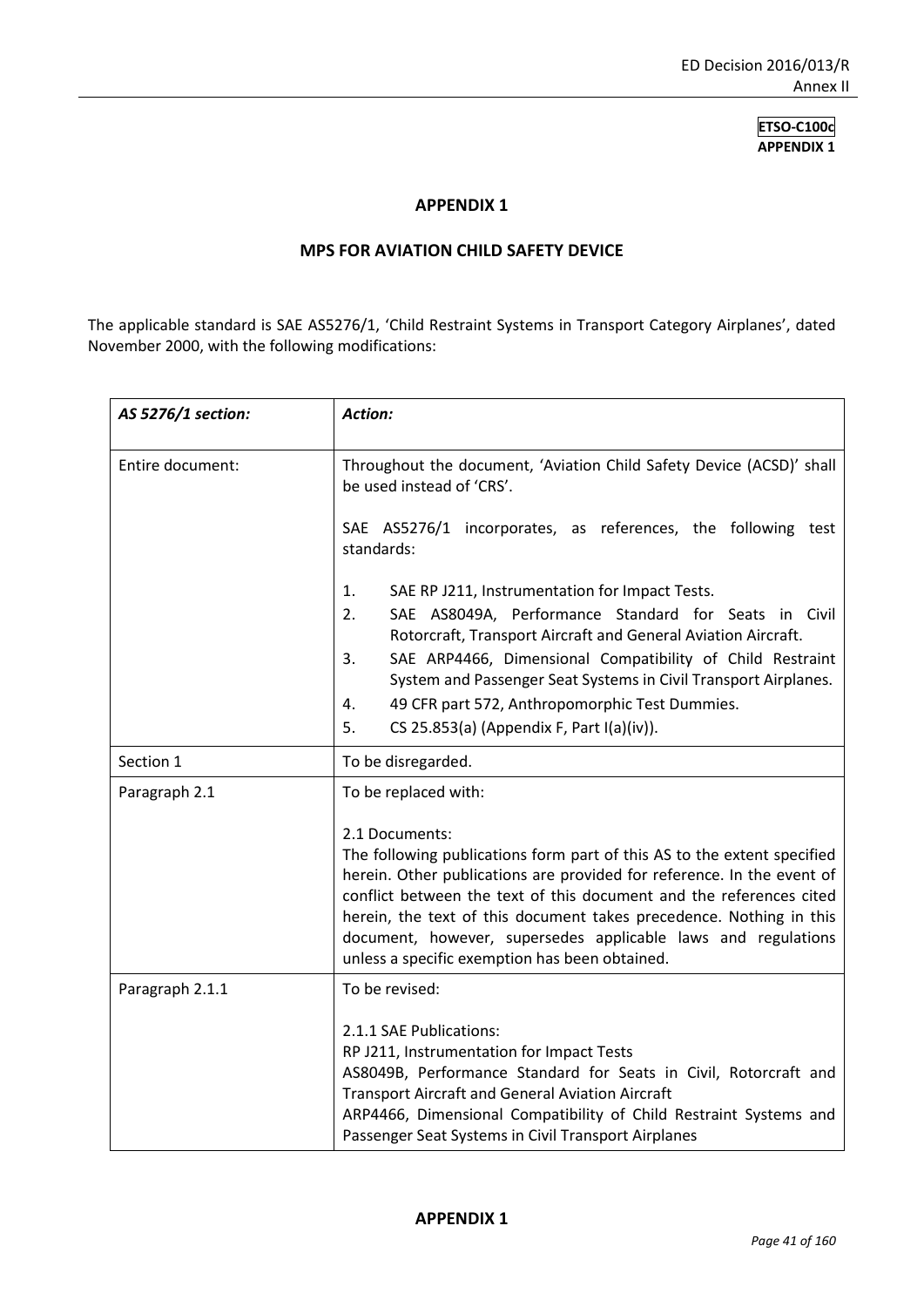**ETSO-C100c**
**APPENDIX 1**

## APPENDIX 1

## MPS FOR AVIATION CHILD SAFETY DEVICE

The applicable standard is SAE AS5276/1, 'Child Restraint Systems in Transport Category Airplanes', dated November 2000, with the following modifications:

| *AS 5276/1 section:* | *Action:* |
|---|---|
| Entire document: | Throughout the document, 'Aviation Child Safety Device (ACSD)' shall be used instead of 'CRS'.<br><br>SAE AS5276/1 incorporates, as references, the following test standards:<br><br>1. SAE RP J211, Instrumentation for Impact Tests.<br>2. SAE AS8049A, Performance Standard for Seats in Civil Rotorcraft, Transport Aircraft and General Aviation Aircraft.<br>3. SAE ARP4466, Dimensional Compatibility of Child Restraint System and Passenger Seat Systems in Civil Transport Airplanes.<br>4. 49 CFR part 572, Anthropomorphic Test Dummies.<br>5. CS 25.853(a) (Appendix F, Part I(a)(iv)). |
| Section 1 | To be disregarded. |
| Paragraph 2.1 | To be replaced with:<br><br>2.1 Documents:<br>The following publications form part of this AS to the extent specified herein. Other publications are provided for reference. In the event of conflict between the text of this document and the references cited herein, the text of this document takes precedence. Nothing in this document, however, supersedes applicable laws and regulations unless a specific exemption has been obtained. |
| Paragraph 2.1.1 | To be revised:<br><br>2.1.1 SAE Publications:<br>RP J211, Instrumentation for Impact Tests<br>AS8049B, Performance Standard for Seats in Civil, Rotorcraft and Transport Aircraft and General Aviation Aircraft<br>ARP4466, Dimensional Compatibility of Child Restraint Systems and Passenger Seat Systems in Civil Transport Airplanes |

**APPENDIX 1**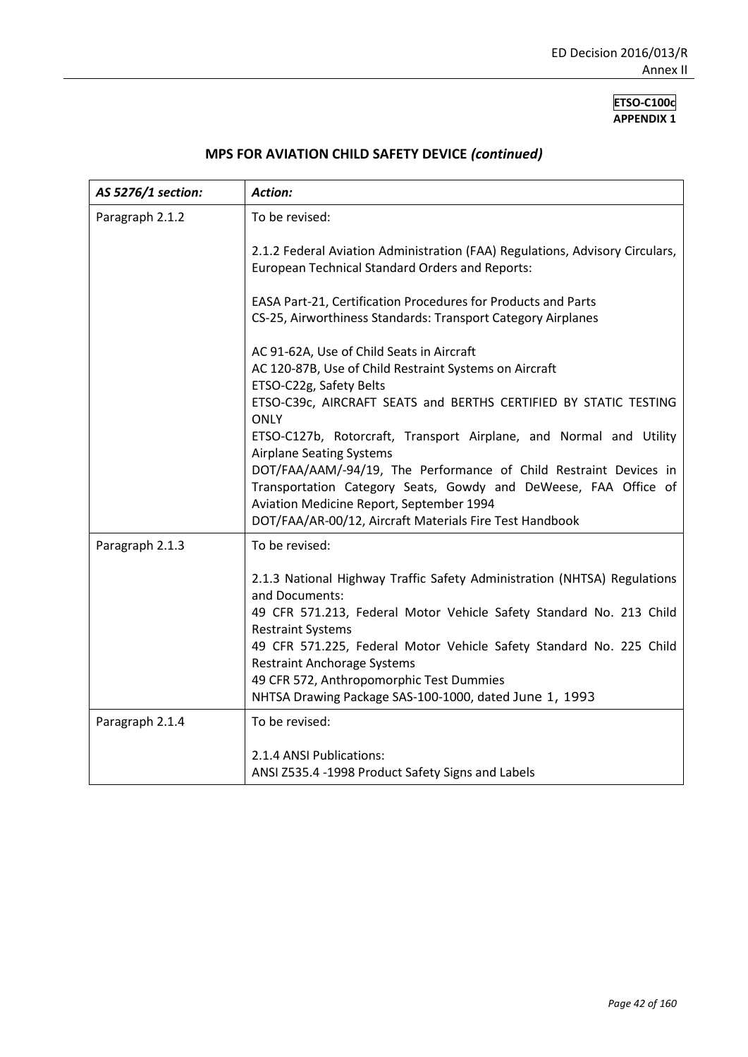**ETSO-C100c**
**APPENDIX 1**

## MPS FOR AVIATION CHILD SAFETY DEVICE *(continued)*

| *AS 5276/1 section:* | *Action:* |
|---|---|
| Paragraph 2.1.2 | To be revised:<br><br>2.1.2 Federal Aviation Administration (FAA) Regulations, Advisory Circulars, European Technical Standard Orders and Reports:<br><br>EASA Part-21, Certification Procedures for Products and Parts<br>CS-25, Airworthiness Standards: Transport Category Airplanes<br><br>AC 91-62A, Use of Child Seats in Aircraft<br>AC 120-87B, Use of Child Restraint Systems on Aircraft<br>ETSO-C22g, Safety Belts<br>ETSO-C39c, AIRCRAFT SEATS and BERTHS CERTIFIED BY STATIC TESTING ONLY<br>ETSO-C127b, Rotorcraft, Transport Airplane, and Normal and Utility Airplane Seating Systems<br>DOT/FAA/AAM/-94/19, The Performance of Child Restraint Devices in Transportation Category Seats, Gowdy and DeWeese, FAA Office of Aviation Medicine Report, September 1994<br>DOT/FAA/AR-00/12, Aircraft Materials Fire Test Handbook |
| Paragraph 2.1.3 | To be revised:<br><br>2.1.3 National Highway Traffic Safety Administration (NHTSA) Regulations and Documents:<br>49 CFR 571.213, Federal Motor Vehicle Safety Standard No. 213 Child Restraint Systems<br>49 CFR 571.225, Federal Motor Vehicle Safety Standard No. 225 Child Restraint Anchorage Systems<br>49 CFR 572, Anthropomorphic Test Dummies<br>NHTSA Drawing Package SAS-100-1000, dated June 1, 1993 |
| Paragraph 2.1.4 | To be revised:<br><br>2.1.4 ANSI Publications:<br>ANSI Z535.4 -1998 Product Safety Signs and Labels |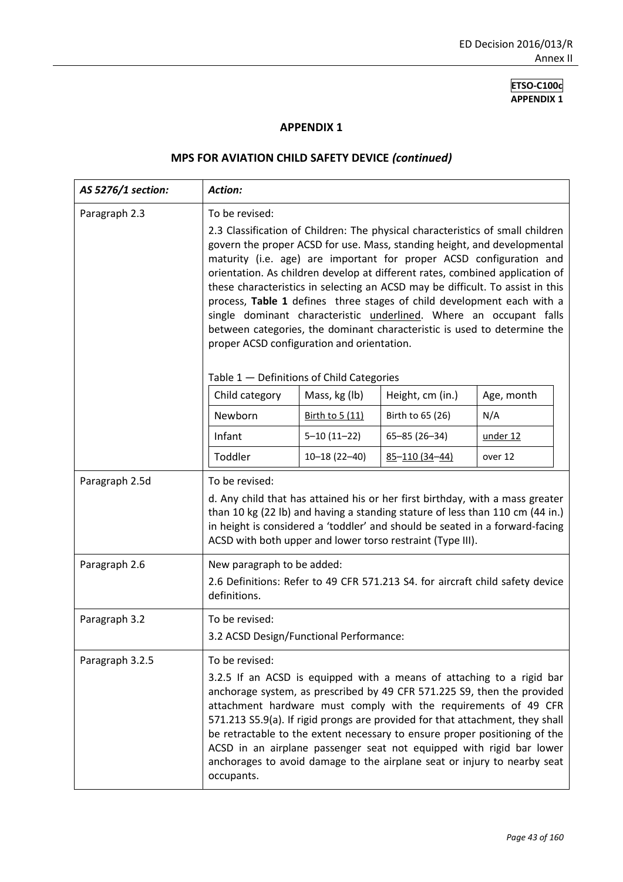**ETSO-C100c**
**APPENDIX 1**

## APPENDIX 1

## MPS FOR AVIATION CHILD SAFETY DEVICE *(continued)*

| *AS 5276/1 section:* | *Action:* |
|---|---|
| Paragraph 2.3 | To be revised:<br>2.3 Classification of Children: The physical characteristics of small children govern the proper ACSD for use. Mass, standing height, and developmental maturity (i.e. age) are important for proper ACSD configuration and orientation. As children develop at different rates, combined application of these characteristics in selecting an ACSD may be difficult. To assist in this process, **Table 1** defines three stages of child development each with a single dominant characteristic <u>underlined</u>. Where an occupant falls between categories, the dominant characteristic is used to determine the proper ACSD configuration and orientation.<br><br>Table 1 — Definitions of Child Categories<br><br>Child category / Mass, kg (lb) / Height, cm (in.) / Age, month<br>Newborn / <u>Birth to 5 (11)</u> / Birth to 65 (26) / N/A<br>Infant / 5–10 (11–22) / 65–85 (26–34) / <u>under 12</u><br>Toddler / 10–18 (22–40) / <u>85–110 (34–44)</u> / over 12 |
| Paragraph 2.5d | To be revised:<br>d. Any child that has attained his or her first birthday, with a mass greater than 10 kg (22 lb) and having a standing stature of less than 110 cm (44 in.) in height is considered a 'toddler' and should be seated in a forward-facing ACSD with both upper and lower torso restraint (Type III). |
| Paragraph 2.6 | New paragraph to be added:<br>2.6 Definitions: Refer to 49 CFR 571.213 S4. for aircraft child safety device definitions. |
| Paragraph 3.2 | To be revised:<br>3.2 ACSD Design/Functional Performance: |
| Paragraph 3.2.5 | To be revised:<br>3.2.5 If an ACSD is equipped with a means of attaching to a rigid bar anchorage system, as prescribed by 49 CFR 571.225 S9, then the provided attachment hardware must comply with the requirements of 49 CFR 571.213 S5.9(a). If rigid prongs are provided for that attachment, they shall be retractable to the extent necessary to ensure proper positioning of the ACSD in an airplane passenger seat not equipped with rigid bar lower anchorages to avoid damage to the airplane seat or injury to nearby seat occupants. |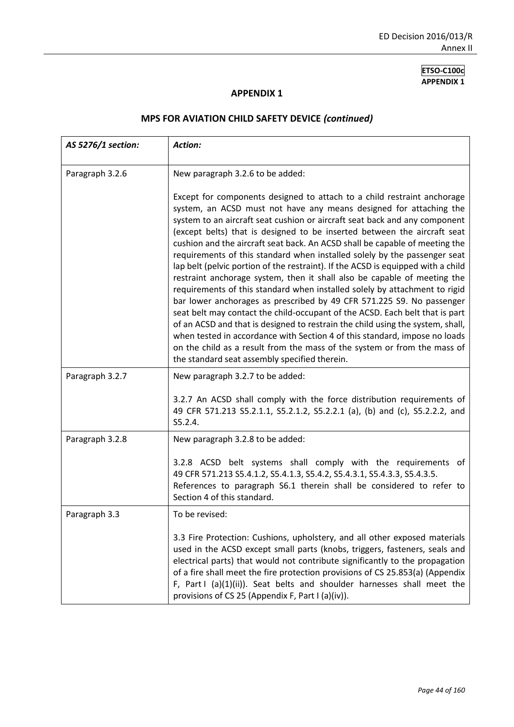**ETSO-C100c**
**APPENDIX 1**

## APPENDIX 1

## MPS FOR AVIATION CHILD SAFETY DEVICE *(continued)*

| *AS 5276/1 section:* | *Action:* |
|---|---|
| Paragraph 3.2.6 | New paragraph 3.2.6 to be added:<br><br>Except for components designed to attach to a child restraint anchorage system, an ACSD must not have any means designed for attaching the system to an aircraft seat cushion or aircraft seat back and any component (except belts) that is designed to be inserted between the aircraft seat cushion and the aircraft seat back. An ACSD shall be capable of meeting the requirements of this standard when installed solely by the passenger seat lap belt (pelvic portion of the restraint). If the ACSD is equipped with a child restraint anchorage system, then it shall also be capable of meeting the requirements of this standard when installed solely by attachment to rigid bar lower anchorages as prescribed by 49 CFR 571.225 S9. No passenger seat belt may contact the child-occupant of the ACSD. Each belt that is part of an ACSD and that is designed to restrain the child using the system, shall, when tested in accordance with Section 4 of this standard, impose no loads on the child as a result from the mass of the system or from the mass of the standard seat assembly specified therein. |
| Paragraph 3.2.7 | New paragraph 3.2.7 to be added:<br><br>3.2.7 An ACSD shall comply with the force distribution requirements of 49 CFR 571.213 S5.2.1.1, S5.2.1.2, S5.2.2.1 (a), (b) and (c), S5.2.2.2, and S5.2.4. |
| Paragraph 3.2.8 | New paragraph 3.2.8 to be added:<br><br>3.2.8 ACSD belt systems shall comply with the requirements of 49 CFR 571.213 S5.4.1.2, S5.4.1.3, S5.4.2, S5.4.3.1, S5.4.3.3, S5.4.3.5. References to paragraph S6.1 therein shall be considered to refer to Section 4 of this standard. |
| Paragraph 3.3 | To be revised:<br><br>3.3 Fire Protection: Cushions, upholstery, and all other exposed materials used in the ACSD except small parts (knobs, triggers, fasteners, seals and electrical parts) that would not contribute significantly to the propagation of a fire shall meet the fire protection provisions of CS 25.853(a) (Appendix F, Part I (a)(1)(ii)). Seat belts and shoulder harnesses shall meet the provisions of CS 25 (Appendix F, Part I (a)(iv)). |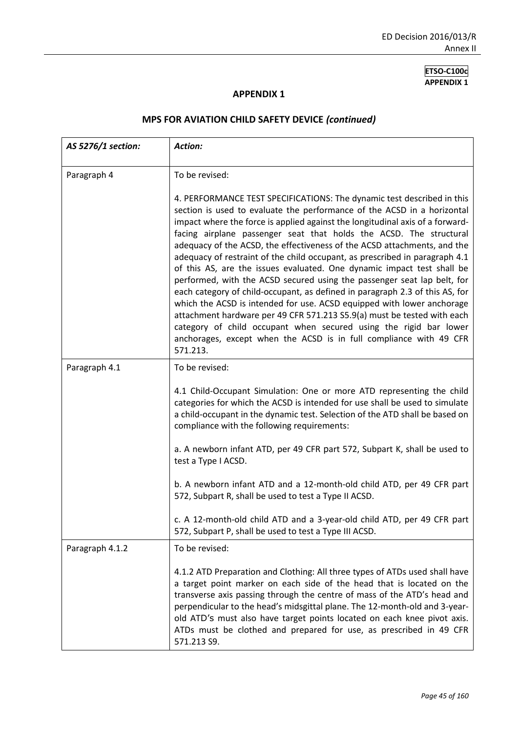**ETSO-C100c**
**APPENDIX 1**

## APPENDIX 1

## MPS FOR AVIATION CHILD SAFETY DEVICE *(continued)*

| *AS 5276/1 section:* | *Action:* |
|---|---|
| Paragraph 4 | To be revised:<br><br>4. PERFORMANCE TEST SPECIFICATIONS: The dynamic test described in this section is used to evaluate the performance of the ACSD in a horizontal impact where the force is applied against the longitudinal axis of a forward-facing airplane passenger seat that holds the ACSD. The structural adequacy of the ACSD, the effectiveness of the ACSD attachments, and the adequacy of restraint of the child occupant, as prescribed in paragraph 4.1 of this AS, are the issues evaluated. One dynamic impact test shall be performed, with the ACSD secured using the passenger seat lap belt, for each category of child-occupant, as defined in paragraph 2.3 of this AS, for which the ACSD is intended for use. ACSD equipped with lower anchorage attachment hardware per 49 CFR 571.213 S5.9(a) must be tested with each category of child occupant when secured using the rigid bar lower anchorages, except when the ACSD is in full compliance with 49 CFR 571.213. |
| Paragraph 4.1 | To be revised:<br><br>4.1 Child-Occupant Simulation: One or more ATD representing the child categories for which the ACSD is intended for use shall be used to simulate a child-occupant in the dynamic test. Selection of the ATD shall be based on compliance with the following requirements:<br><br>a. A newborn infant ATD, per 49 CFR part 572, Subpart K, shall be used to test a Type I ACSD.<br><br>b. A newborn infant ATD and a 12-month-old child ATD, per 49 CFR part 572, Subpart R, shall be used to test a Type II ACSD.<br><br>c. A 12-month-old child ATD and a 3-year-old child ATD, per 49 CFR part 572, Subpart P, shall be used to test a Type III ACSD. |
| Paragraph 4.1.2 | To be revised:<br><br>4.1.2 ATD Preparation and Clothing: All three types of ATDs used shall have a target point marker on each side of the head that is located on the transverse axis passing through the centre of mass of the ATD's head and perpendicular to the head's midsgittal plane. The 12-month-old and 3-year-old ATD's must also have target points located on each knee pivot axis. ATDs must be clothed and prepared for use, as prescribed in 49 CFR 571.213 S9. |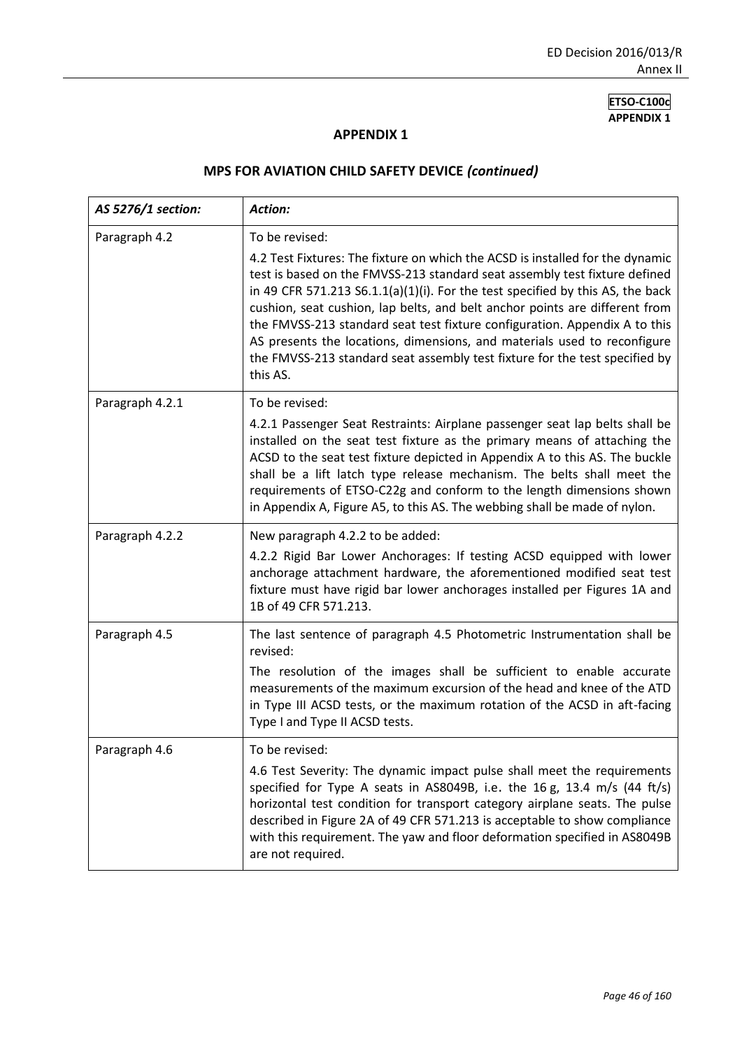## APPENDIX 1

## MPS FOR AVIATION CHILD SAFETY DEVICE *(continued)*

| *AS 5276/1 section:* | *Action:* |
|---|---|
| Paragraph 4.2 | To be revised:<br>4.2 Test Fixtures: The fixture on which the ACSD is installed for the dynamic test is based on the FMVSS-213 standard seat assembly test fixture defined in 49 CFR 571.213 S6.1.1(a)(1)(i). For the test specified by this AS, the back cushion, seat cushion, lap belts, and belt anchor points are different from the FMVSS-213 standard seat test fixture configuration. Appendix A to this AS presents the locations, dimensions, and materials used to reconfigure the FMVSS-213 standard seat assembly test fixture for the test specified by this AS. |
| Paragraph 4.2.1 | To be revised:<br>4.2.1 Passenger Seat Restraints: Airplane passenger seat lap belts shall be installed on the seat test fixture as the primary means of attaching the ACSD to the seat test fixture depicted in Appendix A to this AS. The buckle shall be a lift latch type release mechanism. The belts shall meet the requirements of ETSO-C22g and conform to the length dimensions shown in Appendix A, Figure A5, to this AS. The webbing shall be made of nylon. |
| Paragraph 4.2.2 | New paragraph 4.2.2 to be added:<br>4.2.2 Rigid Bar Lower Anchorages: If testing ACSD equipped with lower anchorage attachment hardware, the aforementioned modified seat test fixture must have rigid bar lower anchorages installed per Figures 1A and 1B of 49 CFR 571.213. |
| Paragraph 4.5 | The last sentence of paragraph 4.5 Photometric Instrumentation shall be revised:<br>The resolution of the images shall be sufficient to enable accurate measurements of the maximum excursion of the head and knee of the ATD in Type III ACSD tests, or the maximum rotation of the ACSD in aft-facing Type I and Type II ACSD tests. |
| Paragraph 4.6 | To be revised:<br>4.6 Test Severity: The dynamic impact pulse shall meet the requirements specified for Type A seats in AS8049B, i.e. the 16 g, 13.4 m/s (44 ft/s) horizontal test condition for transport category airplane seats. The pulse described in Figure 2A of 49 CFR 571.213 is acceptable to show compliance with this requirement. The yaw and floor deformation specified in AS8049B are not required. |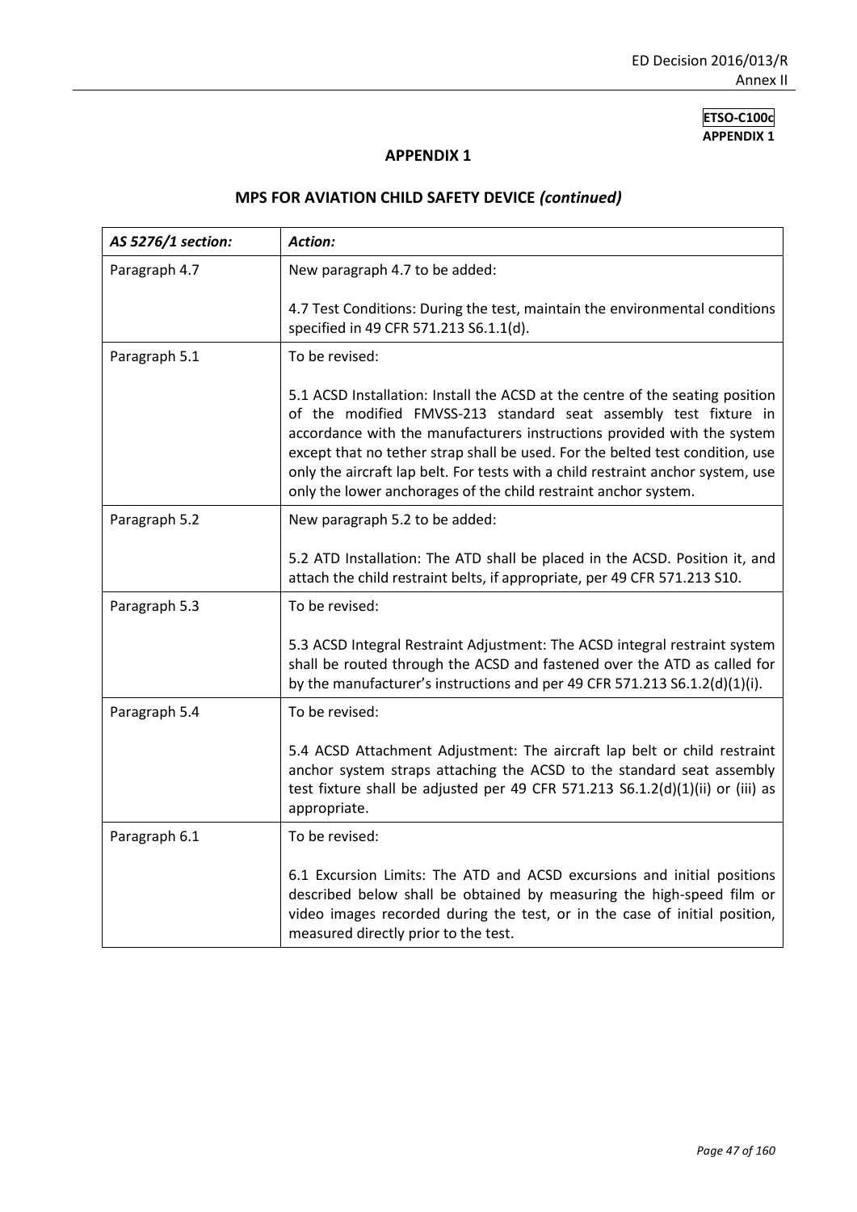**ETSO-C100c**
**APPENDIX 1**

## APPENDIX 1

## MPS FOR AVIATION CHILD SAFETY DEVICE *(continued)*

| *AS 5276/1 section:* | *Action:* |
|---|---|
| Paragraph 4.7 | New paragraph 4.7 to be added:<br><br>4.7 Test Conditions: During the test, maintain the environmental conditions specified in 49 CFR 571.213 S6.1.1(d). |
| Paragraph 5.1 | To be revised:<br><br>5.1 ACSD Installation: Install the ACSD at the centre of the seating position of the modified FMVSS-213 standard seat assembly test fixture in accordance with the manufacturers instructions provided with the system except that no tether strap shall be used. For the belted test condition, use only the aircraft lap belt. For tests with a child restraint anchor system, use only the lower anchorages of the child restraint anchor system. |
| Paragraph 5.2 | New paragraph 5.2 to be added:<br><br>5.2 ATD Installation: The ATD shall be placed in the ACSD. Position it, and attach the child restraint belts, if appropriate, per 49 CFR 571.213 S10. |
| Paragraph 5.3 | To be revised:<br><br>5.3 ACSD Integral Restraint Adjustment: The ACSD integral restraint system shall be routed through the ACSD and fastened over the ATD as called for by the manufacturer's instructions and per 49 CFR 571.213 S6.1.2(d)(1)(i). |
| Paragraph 5.4 | To be revised:<br><br>5.4 ACSD Attachment Adjustment: The aircraft lap belt or child restraint anchor system straps attaching the ACSD to the standard seat assembly test fixture shall be adjusted per 49 CFR 571.213 S6.1.2(d)(1)(ii) or (iii) as appropriate. |
| Paragraph 6.1 | To be revised:<br><br>6.1 Excursion Limits: The ATD and ACSD excursions and initial positions described below shall be obtained by measuring the high-speed film or video images recorded during the test, or in the case of initial position, measured directly prior to the test. |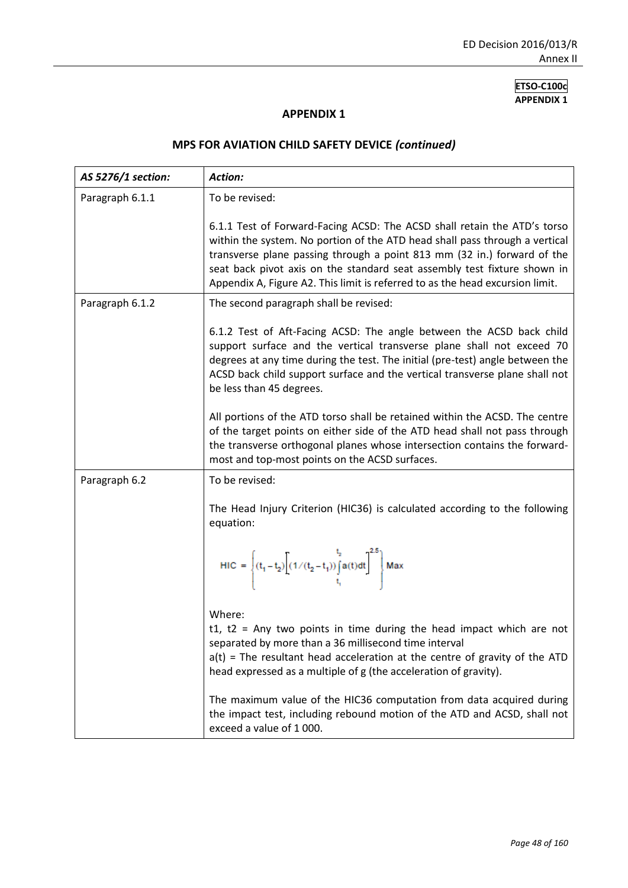ETSO-C100c
APPENDIX 1

## APPENDIX 1

## MPS FOR AVIATION CHILD SAFETY DEVICE *(continued)*

| *AS 5276/1 section:* | *Action:* |
|---|---|
| Paragraph 6.1.1 | To be revised:<br><br>6.1.1 Test of Forward-Facing ACSD: The ACSD shall retain the ATD's torso within the system. No portion of the ATD head shall pass through a vertical transverse plane passing through a point 813 mm (32 in.) forward of the seat back pivot axis on the standard seat assembly test fixture shown in Appendix A, Figure A2. This limit is referred to as the head excursion limit. |
| Paragraph 6.1.2 | The second paragraph shall be revised:<br><br>6.1.2 Test of Aft-Facing ACSD: The angle between the ACSD back child support surface and the vertical transverse plane shall not exceed 70 degrees at any time during the test. The initial (pre-test) angle between the ACSD back child support surface and the vertical transverse plane shall not be less than 45 degrees.<br><br>All portions of the ATD torso shall be retained within the ACSD. The centre of the target points on either side of the ATD head shall not pass through the transverse orthogonal planes whose intersection contains the forward-most and top-most points on the ACSD surfaces. |
| Paragraph 6.2 | To be revised:<br><br>The Head Injury Criterion (HIC36) is calculated according to the following equation:<br><br>$\mathrm{HIC} = \left\{ (t_1 - t_2) \left[ (1/(t_2 - t_1)) \int_{t_1}^{t_2} a(t)dt \right]^{2.5} \right\} \mathrm{Max}$<br><br>Where:<br>t1, t2 = Any two points in time during the head impact which are not separated by more than a 36 millisecond time interval<br>a(t) = The resultant head acceleration at the centre of gravity of the ATD head expressed as a multiple of g (the acceleration of gravity).<br><br>The maximum value of the HIC36 computation from data acquired during the impact test, including rebound motion of the ATD and ACSD, shall not exceed a value of 1 000. |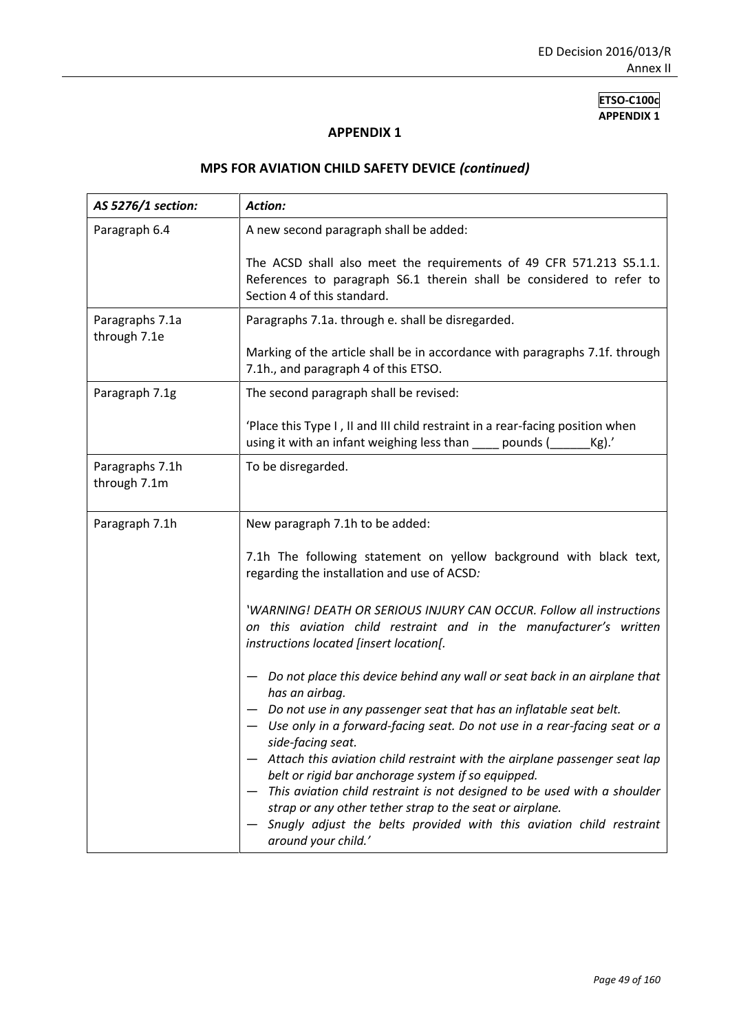**ETSO-C100c**
**APPENDIX 1**

## APPENDIX 1

## MPS FOR AVIATION CHILD SAFETY DEVICE *(continued)*

| *AS 5276/1 section:* | *Action:* |
|---|---|
| Paragraph 6.4 | A new second paragraph shall be added:<br><br>The ACSD shall also meet the requirements of 49 CFR 571.213 S5.1.1. References to paragraph S6.1 therein shall be considered to refer to Section 4 of this standard. |
| Paragraphs 7.1a through 7.1e | Paragraphs 7.1a. through e. shall be disregarded.<br><br>Marking of the article shall be in accordance with paragraphs 7.1f. through 7.1h., and paragraph 4 of this ETSO. |
| Paragraph 7.1g | The second paragraph shall be revised:<br><br>'Place this Type I , II and III child restraint in a rear-facing position when using it with an infant weighing less than ____ pounds (______Kg).' |
| Paragraphs 7.1h through 7.1m | To be disregarded. |
| Paragraph 7.1h | New paragraph 7.1h to be added:<br><br>7.1h The following statement on yellow background with black text, regarding the installation and use of ACSD*:*<br><br>*'WARNING! DEATH OR SERIOUS INJURY CAN OCCUR. Follow all instructions on this aviation child restraint and in the manufacturer's written instructions located [insert location[.*<br><br>— *Do not place this device behind any wall or seat back in an airplane that has an airbag.*<br>— *Do not use in any passenger seat that has an inflatable seat belt.*<br>— *Use only in a forward-facing seat. Do not use in a rear-facing seat or a side-facing seat.*<br>— *Attach this aviation child restraint with the airplane passenger seat lap belt or rigid bar anchorage system if so equipped.*<br>— *This aviation child restraint is not designed to be used with a shoulder strap or any other tether strap to the seat or airplane.*<br>— *Snugly adjust the belts provided with this aviation child restraint around your child.'* |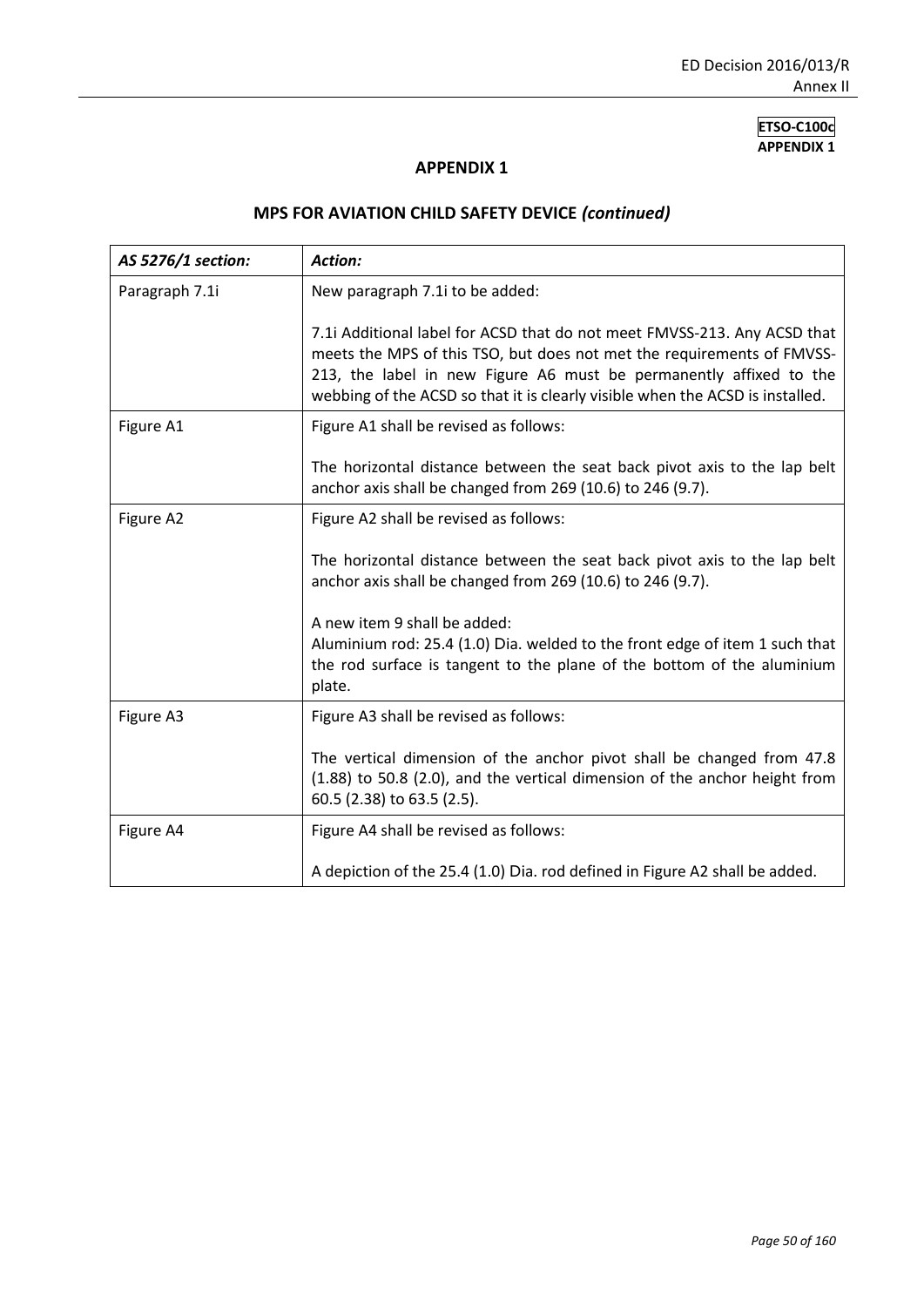**ETSO-C100c**
**APPENDIX 1**

## APPENDIX 1

## MPS FOR AVIATION CHILD SAFETY DEVICE *(continued)*

| *AS 5276/1 section:* | *Action:* |
|---|---|
| Paragraph 7.1i | New paragraph 7.1i to be added:<br><br>7.1i Additional label for ACSD that do not meet FMVSS-213. Any ACSD that meets the MPS of this TSO, but does not met the requirements of FMVSS-213, the label in new Figure A6 must be permanently affixed to the webbing of the ACSD so that it is clearly visible when the ACSD is installed. |
| Figure A1 | Figure A1 shall be revised as follows:<br><br>The horizontal distance between the seat back pivot axis to the lap belt anchor axis shall be changed from 269 (10.6) to 246 (9.7). |
| Figure A2 | Figure A2 shall be revised as follows:<br><br>The horizontal distance between the seat back pivot axis to the lap belt anchor axis shall be changed from 269 (10.6) to 246 (9.7).<br><br>A new item 9 shall be added:<br>Aluminium rod: 25.4 (1.0) Dia. welded to the front edge of item 1 such that the rod surface is tangent to the plane of the bottom of the aluminium plate. |
| Figure A3 | Figure A3 shall be revised as follows:<br><br>The vertical dimension of the anchor pivot shall be changed from 47.8 (1.88) to 50.8 (2.0), and the vertical dimension of the anchor height from 60.5 (2.38) to 63.5 (2.5). |
| Figure A4 | Figure A4 shall be revised as follows:<br><br>A depiction of the 25.4 (1.0) Dia. rod defined in Figure A2 shall be added. |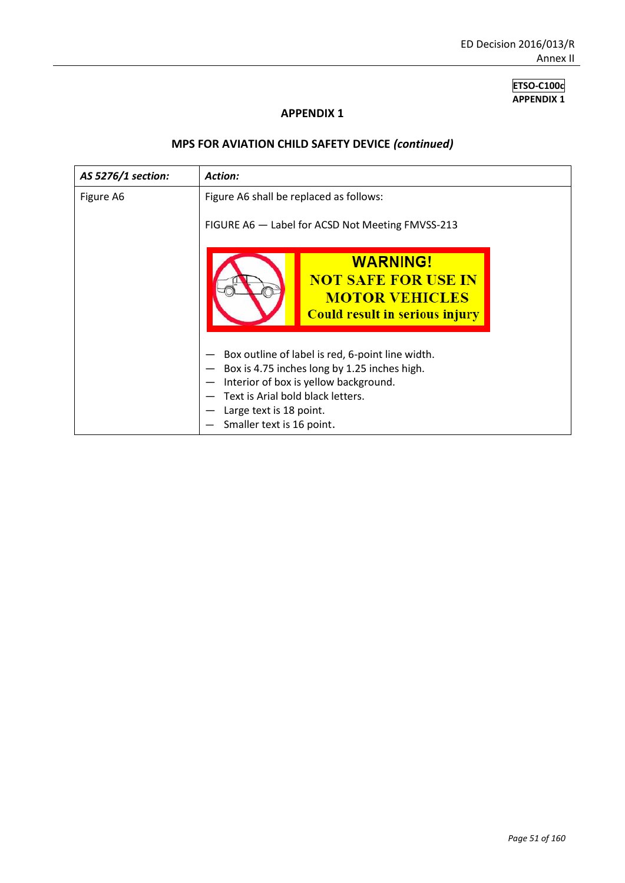ETSO-C100c
APPENDIX 1

## APPENDIX 1

## MPS FOR AVIATION CHILD SAFETY DEVICE *(continued)*

| *AS 5276/1 section:* | *Action:* |
|---|---|
| Figure A6 | Figure A6 shall be replaced as follows:<br><br>FIGURE A6 — Label for ACSD Not Meeting FMVSS-213<br><br>WARNING!<br>NOT SAFE FOR USE IN<br>MOTOR VEHICLES<br>Could result in serious injury<br><br>— Box outline of label is red, 6-point line width.<br>— Box is 4.75 inches long by 1.25 inches high.<br>— Interior of box is yellow background.<br>— Text is Arial bold black letters.<br>— Large text is 18 point.<br>— Smaller text is 16 point. |